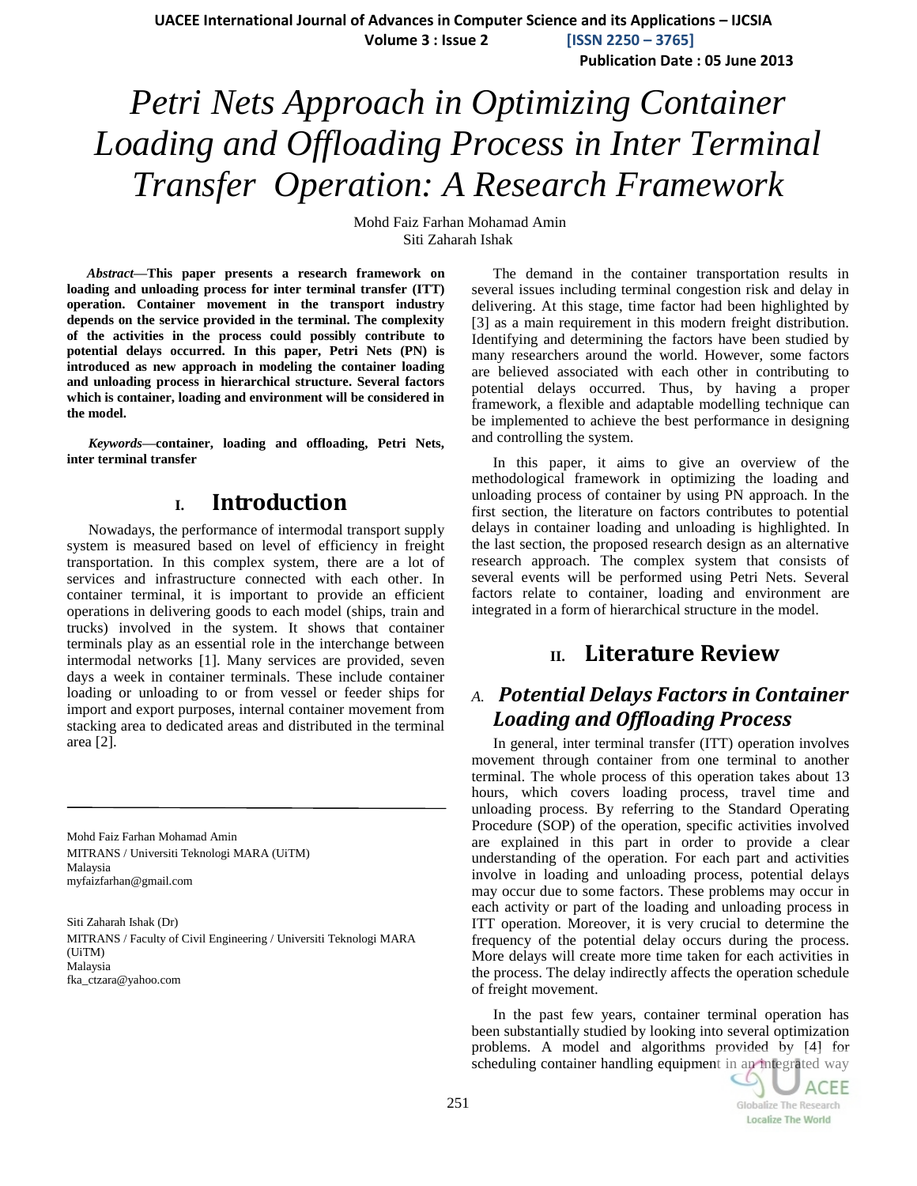# Petri Nets Approach in Optimizing Container Loading and Offloading Process in Inter Terminal Transfer Operation: A Research Framework

Mohd Faiz Farhan Mohamad Amin
Siti Zaharah Ishak

***Abstract*—This paper presents a research framework on loading and unloading process for inter terminal transfer (ITT) operation. Container movement in the transport industry depends on the service provided in the terminal. The complexity of the activities in the process could possibly contribute to potential delays occurred. In this paper, Petri Nets (PN) is introduced as new approach in modeling the container loading and unloading process in hierarchical structure. Several factors which is container, loading and environment will be considered in the model.**

***Keywords*—container, loading and offloading, Petri Nets, inter terminal transfer**

## I. Introduction

Nowadays, the performance of intermodal transport supply system is measured based on level of efficiency in freight transportation. In this complex system, there are a lot of services and infrastructure connected with each other. In container terminal, it is important to provide an efficient operations in delivering goods to each model (ships, train and trucks) involved in the system. It shows that container terminals play as an essential role in the interchange between intermodal networks [1]. Many services are provided, seven days a week in container terminals. These include container loading or unloading to or from vessel or feeder ships for import and export purposes, internal container movement from stacking area to dedicated areas and distributed in the terminal area [2].

The demand in the container transportation results in several issues including terminal congestion risk and delay in delivering. At this stage, time factor had been highlighted by [3] as a main requirement in this modern freight distribution. Identifying and determining the factors have been studied by many researchers around the world. However, some factors are believed associated with each other in contributing to potential delays occurred. Thus, by having a proper framework, a flexible and adaptable modelling technique can be implemented to achieve the best performance in designing and controlling the system.

In this paper, it aims to give an overview of the methodological framework in optimizing the loading and unloading process of container by using PN approach. In the first section, the literature on factors contributes to potential delays in container loading and unloading is highlighted. In the last section, the proposed research design as an alternative research approach. The complex system that consists of several events will be performed using Petri Nets. Several factors relate to container, loading and environment are integrated in a form of hierarchical structure in the model.

## II. Literature Review

### *A. Potential Delays Factors in Container Loading and Offloading Process*

In general, inter terminal transfer (ITT) operation involves movement through container from one terminal to another terminal. The whole process of this operation takes about 13 hours, which covers loading process, travel time and unloading process. By referring to the Standard Operating Procedure (SOP) of the operation, specific activities involved are explained in this part in order to provide a clear understanding of the operation. For each part and activities involve in loading and unloading process, potential delays may occur due to some factors. These problems may occur in each activity or part of the loading and unloading process in ITT operation. Moreover, it is very crucial to determine the frequency of the potential delay occurs during the process. More delays will create more time taken for each activities in the process. The delay indirectly affects the operation schedule of freight movement.

In the past few years, container terminal operation has been substantially studied by looking into several optimization problems. A model and algorithms provided by [4] for scheduling container handling equipment in an integrated way

---

Mohd Faiz Farhan Mohamad Amin
MITRANS / Universiti Teknologi MARA (UiTM)
Malaysia
myfaizfarhan@gmail.com

Siti Zaharah Ishak (Dr)
MITRANS / Faculty of Civil Engineering / Universiti Teknologi MARA (UiTM)
Malaysia
fka_ctzara@yahoo.com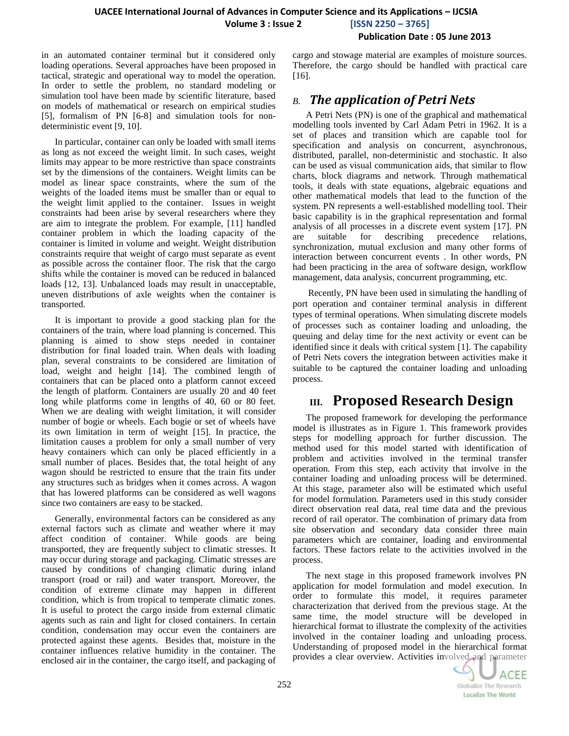in an automated container terminal but it considered only loading operations. Several approaches have been proposed in tactical, strategic and operational way to model the operation. In order to settle the problem, no standard modeling or simulation tool have been made by scientific literature, based on models of mathematical or research on empirical studies [5], formalism of PN [6-8] and simulation tools for non-deterministic event [9, 10].

In particular, container can only be loaded with small items as long as not exceed the weight limit. In such cases, weight limits may appear to be more restrictive than space constraints set by the dimensions of the containers. Weight limits can be model as linear space constraints, where the sum of the weights of the loaded items must be smaller than or equal to the weight limit applied to the container. Issues in weight constraints had been arise by several researchers where they are aim to integrate the problem. For example, [11] handled container problem in which the loading capacity of the container is limited in volume and weight. Weight distribution constraints require that weight of cargo must separate as event as possible across the container floor. The risk that the cargo shifts while the container is moved can be reduced in balanced loads [12, 13]. Unbalanced loads may result in unacceptable, uneven distributions of axle weights when the container is transported.

It is important to provide a good stacking plan for the containers of the train, where load planning is concerned. This planning is aimed to show steps needed in container distribution for final loaded train. When deals with loading plan, several constraints to be considered are limitation of load, weight and height [14]. The combined length of containers that can be placed onto a platform cannot exceed the length of platform. Containers are usually 20 and 40 feet long while platforms come in lengths of 40, 60 or 80 feet. When we are dealing with weight limitation, it will consider number of bogie or wheels. Each bogie or set of wheels have its own limitation in term of weight [15]. In practice, the limitation causes a problem for only a small number of very heavy containers which can only be placed efficiently in a small number of places. Besides that, the total height of any wagon should be restricted to ensure that the train fits under any structures such as bridges when it comes across. A wagon that has lowered platforms can be considered as well wagons since two containers are easy to be stacked.

Generally, environmental factors can be considered as any external factors such as climate and weather where it may affect condition of container. While goods are being transported, they are frequently subject to climatic stresses. It may occur during storage and packaging. Climatic stresses are caused by conditions of changing climatic during inland transport (road or rail) and water transport. Moreover, the condition of extreme climate may happen in different condition, which is from tropical to temperate climatic zones. It is useful to protect the cargo inside from external climatic agents such as rain and light for closed containers. In certain condition, condensation may occur even the containers are protected against these agents. Besides that, moisture in the container influences relative humidity in the container. The enclosed air in the container, the cargo itself, and packaging of cargo and stowage material are examples of moisture sources. Therefore, the cargo should be handled with practical care [16].

### B. *The application of Petri Nets*

A Petri Nets (PN) is one of the graphical and mathematical modelling tools invented by Carl Adam Petri in 1962. It is a set of places and transition which are capable tool for specification and analysis on concurrent, asynchronous, distributed, parallel, non-deterministic and stochastic. It also can be used as visual communication aids, that similar to flow charts, block diagrams and network. Through mathematical tools, it deals with state equations, algebraic equations and other mathematical models that lead to the function of the system. PN represents a well-established modelling tool. Their basic capability is in the graphical representation and formal analysis of all processes in a discrete event system [17]. PN are suitable for describing precedence relations, synchronization, mutual exclusion and many other forms of interaction between concurrent events . In other words, PN had been practicing in the area of software design, workflow management, data analysis, concurrent programming, etc.

Recently, PN have been used in simulating the handling of port operation and container terminal analysis in different types of terminal operations. When simulating discrete models of processes such as container loading and unloading, the queuing and delay time for the next activity or event can be identified since it deals with critical system [1]. The capability of Petri Nets covers the integration between activities make it suitable to be captured the container loading and unloading process.

## III. Proposed Research Design

The proposed framework for developing the performance model is illustrates as in Figure 1. This framework provides steps for modelling approach for further discussion. The method used for this model started with identification of problem and activities involved in the terminal transfer operation. From this step, each activity that involve in the container loading and unloading process will be determined. At this stage, parameter also will be estimated which useful for model formulation. Parameters used in this study consider direct observation real data, real time data and the previous record of rail operator. The combination of primary data from site observation and secondary data consider three main parameters which are container, loading and environmental factors. These factors relate to the activities involved in the process.

The next stage in this proposed framework involves PN application for model formulation and model execution. In order to formulate this model, it requires parameter characterization that derived from the previous stage. At the same time, the model structure will be developed in hierarchical format to illustrate the complexity of the activities involved in the container loading and unloading process. Understanding of proposed model in the hierarchical format provides a clear overview. Activities involved and parameter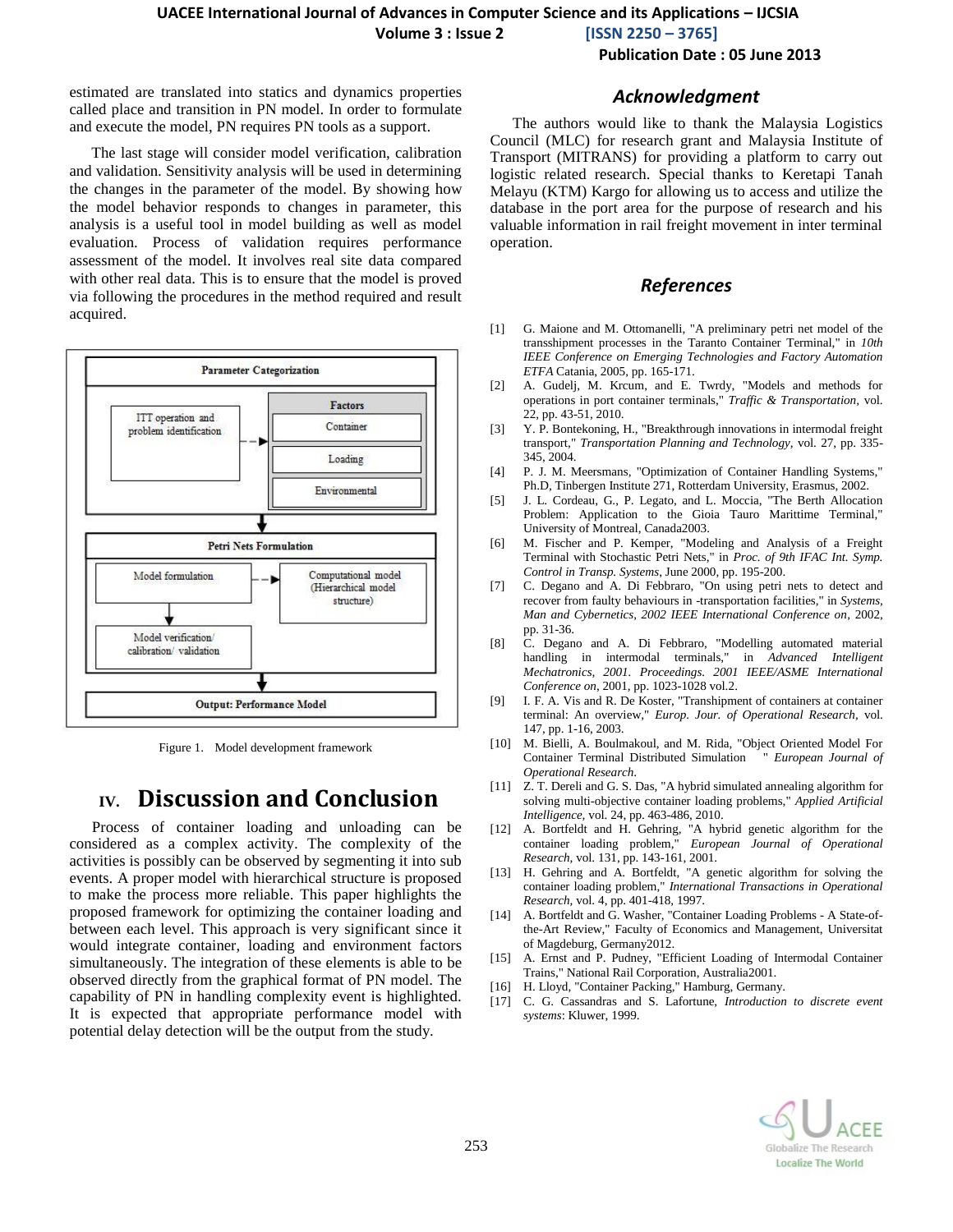estimated are translated into statics and dynamics properties called place and transition in PN model. In order to formulate and execute the model, PN requires PN tools as a support.

The last stage will consider model verification, calibration and validation. Sensitivity analysis will be used in determining the changes in the parameter of the model. By showing how the model behavior responds to changes in parameter, this analysis is a useful tool in model building as well as model evaluation. Process of validation requires performance assessment of the model. It involves real site data compared with other real data. This is to ensure that the model is proved via following the procedures in the method required and result acquired.

Parameter Categorization

ITT operation and problem identification

Factors
Container
Loading
Environmental

Petri Nets Formulation

Model formulation

Computational model (Hierarchical model structure)

Model verification/ calibration/ validation

Output: Performance Model

Figure 1. Model development framework

# IV. Discussion and Conclusion

Process of container loading and unloading can be considered as a complex activity. The complexity of the activities is possibly can be observed by segmenting it into sub events. A proper model with hierarchical structure is proposed to make the process more reliable. This paper highlights the proposed framework for optimizing the container loading and between each level. This approach is very significant since it would integrate container, loading and environment factors simultaneously. The integration of these elements is able to be observed directly from the graphical format of PN model. The capability of PN in handling complexity event is highlighted. It is expected that appropriate performance model with potential delay detection will be the output from the study.

## Acknowledgment

The authors would like to thank the Malaysia Logistics Council (MLC) for research grant and Malaysia Institute of Transport (MITRANS) for providing a platform to carry out logistic related research. Special thanks to Keretapi Tanah Melayu (KTM) Kargo for allowing us to access and utilize the database in the port area for the purpose of research and his valuable information in rail freight movement in inter terminal operation.

## References

[1] G. Maione and M. Ottomanelli, "A preliminary petri net model of the transshipment processes in the Taranto Container Terminal," in *10th IEEE Conference on Emerging Technologies and Factory Automation ETFA* Catania, 2005, pp. 165-171.

[2] A. Gudelj, M. Krcum, and E. Twrdy, "Models and methods for operations in port container terminals," *Traffic & Transportation,* vol. 22, pp. 43-51, 2010.

[3] Y. P. Bontekoning, H., "Breakthrough innovations in intermodal freight transport," *Transportation Planning and Technology,* vol. 27, pp. 335-345, 2004.

[4] P. J. M. Meersmans, "Optimization of Container Handling Systems," Ph.D, Tinbergen Institute 271, Rotterdam University, Erasmus, 2002.

[5] J. L. Cordeau, G., P. Legato, and L. Moccia, "The Berth Allocation Problem: Application to the Gioia Tauro Marittime Terminal," University of Montreal, Canada2003.

[6] M. Fischer and P. Kemper, "Modeling and Analysis of a Freight Terminal with Stochastic Petri Nets," in *Proc. of 9th IFAC Int. Symp. Control in Transp. Systems*, June 2000, pp. 195-200.

[7] C. Degano and A. Di Febbraro, "On using petri nets to detect and recover from faulty behaviours in -transportation facilities," in *Systems, Man and Cybernetics, 2002 IEEE International Conference on*, 2002, pp. 31-36.

[8] C. Degano and A. Di Febbraro, "Modelling automated material handling in intermodal terminals," in *Advanced Intelligent Mechatronics, 2001. Proceedings. 2001 IEEE/ASME International Conference on*, 2001, pp. 1023-1028 vol.2.

[9] I. F. A. Vis and R. De Koster, "Transhipment of containers at container terminal: An overview," *Europ. Jour. of Operational Research,* vol. 147, pp. 1-16, 2003.

[10] M. Bielli, A. Boulmakoul, and M. Rida, "Object Oriented Model For Container Terminal Distributed Simulation " *European Journal of Operational Research*.

[11] Z. T. Dereli and G. S. Das, "A hybrid simulated annealing algorithm for solving multi-objective container loading problems," *Applied Artificial Intelligence,* vol. 24, pp. 463-486, 2010.

[12] A. Bortfeldt and H. Gehring, "A hybrid genetic algorithm for the container loading problem," *European Journal of Operational Research,* vol. 131, pp. 143-161, 2001.

[13] H. Gehring and A. Bortfeldt, "A genetic algorithm for solving the container loading problem," *International Transactions in Operational Research,* vol. 4, pp. 401-418, 1997.

[14] A. Bortfeldt and G. Washer, "Container Loading Problems - A State-of-the-Art Review," Faculty of Economics and Management, Universitat of Magdeburg, Germany2012.

[15] A. Ernst and P. Pudney, "Efficient Loading of Intermodal Container Trains," National Rail Corporation, Australia2001.

[16] H. Lloyd, "Container Packing," Hamburg, Germany.

[17] C. G. Cassandras and S. Lafortune, *Introduction to discrete event systems*: Kluwer, 1999.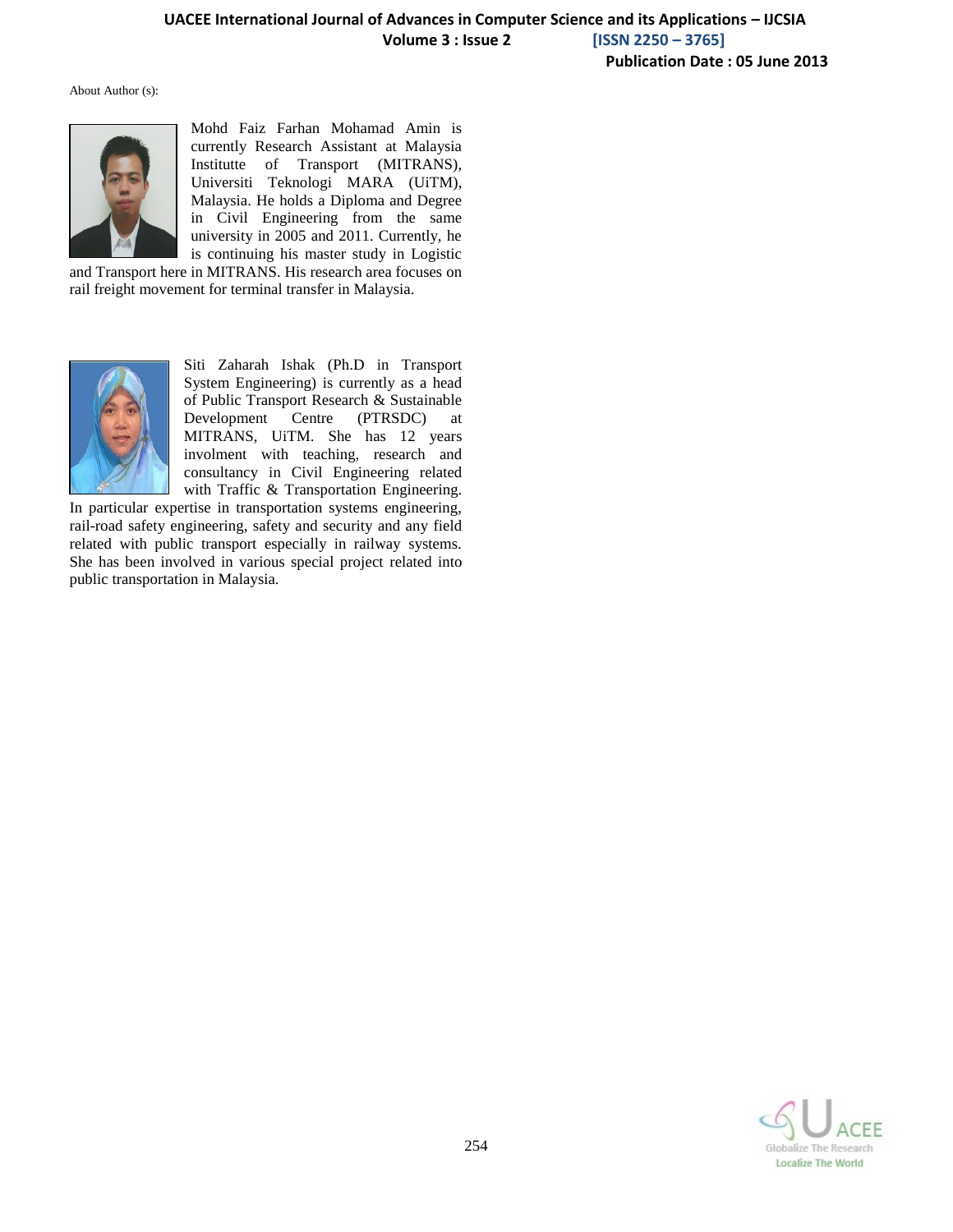About Author (s):

Mohd Faiz Farhan Mohamad Amin is currently Research Assistant at Malaysia Institutte of Transport (MITRANS), Universiti Teknologi MARA (UiTM), Malaysia. He holds a Diploma and Degree in Civil Engineering from the same university in 2005 and 2011. Currently, he is continuing his master study in Logistic and Transport here in MITRANS. His research area focuses on rail freight movement for terminal transfer in Malaysia.

Siti Zaharah Ishak (Ph.D in Transport System Engineering) is currently as a head of Public Transport Research & Sustainable Development Centre (PTRSDC) at MITRANS, UiTM. She has 12 years involment with teaching, research and consultancy in Civil Engineering related with Traffic & Transportation Engineering. In particular expertise in transportation systems engineering, rail-road safety engineering, safety and security and any field related with public transport especially in railway systems. She has been involved in various special project related into public transportation in Malaysia.